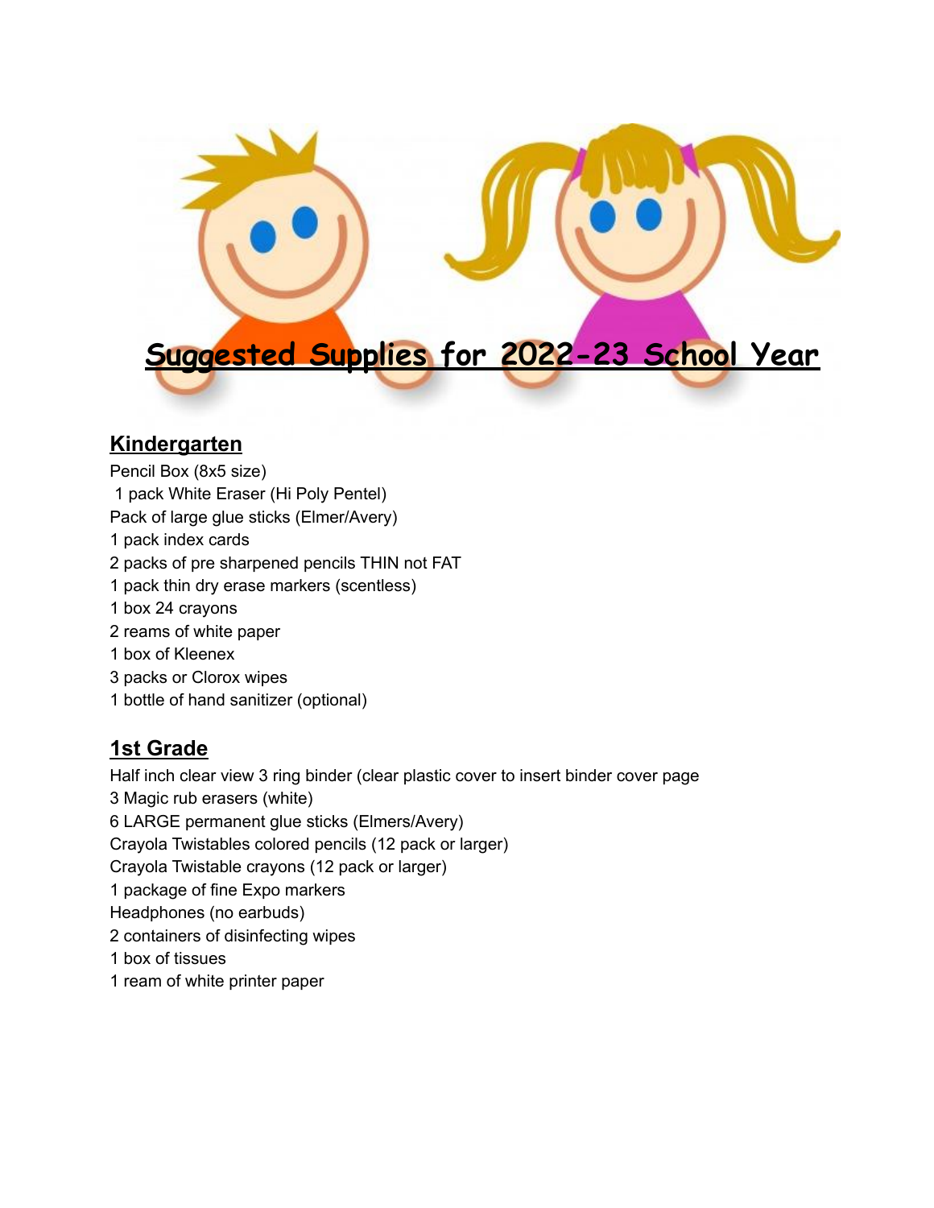# Suggested Supplies for 2022-23 School Year

## Kindergarten

Pencil Box (8x5 size)
1 pack White Eraser (Hi Poly Pentel)
Pack of large glue sticks (Elmer/Avery)
1 pack index cards
2 packs of pre sharpened pencils THIN not FAT
1 pack thin dry erase markers (scentless)
1 box 24 crayons
2 reams of white paper
1 box of Kleenex
3 packs or Clorox wipes
1 bottle of hand sanitizer (optional)

## 1st Grade

Half inch clear view 3 ring binder (clear plastic cover to insert binder cover page
3 Magic rub erasers (white)
6 LARGE permanent glue sticks (Elmers/Avery)
Crayola Twistables colored pencils (12 pack or larger)
Crayola Twistable crayons (12 pack or larger)
1 package of fine Expo markers
Headphones (no earbuds)
2 containers of disinfecting wipes
1 box of tissues
1 ream of white printer paper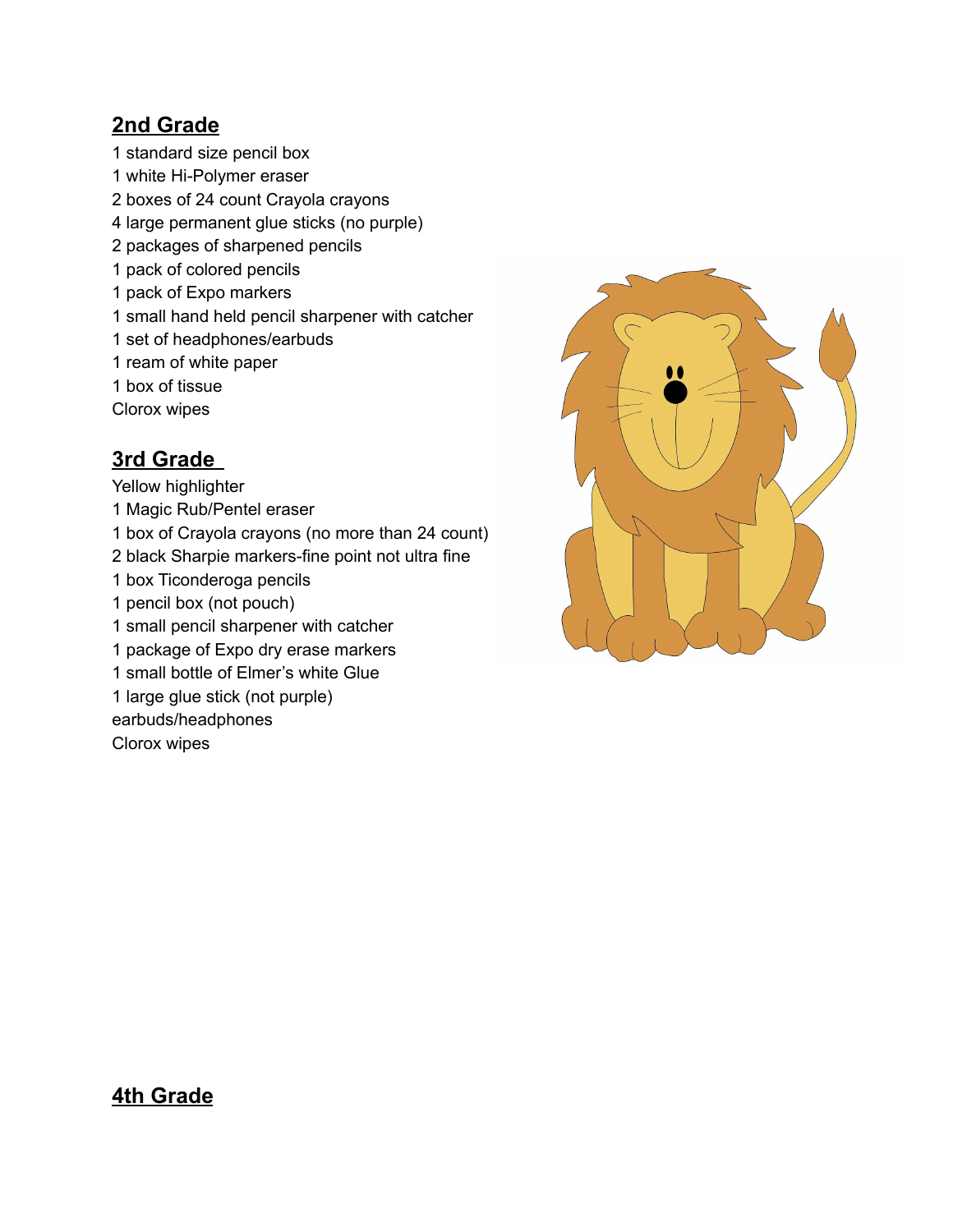## 2nd Grade

1 standard size pencil box
1 white Hi-Polymer eraser
2 boxes of 24 count Crayola crayons
4 large permanent glue sticks (no purple)
2 packages of sharpened pencils
1 pack of colored pencils
1 pack of Expo markers
1 small hand held pencil sharpener with catcher
1 set of headphones/earbuds
1 ream of white paper
1 box of tissue
Clorox wipes

## 3rd Grade

Yellow highlighter
1 Magic Rub/Pentel eraser
1 box of Crayola crayons (no more than 24 count)
2 black Sharpie markers-fine point not ultra fine
1 box Ticonderoga pencils
1 pencil box (not pouch)
1 small pencil sharpener with catcher
1 package of Expo dry erase markers
1 small bottle of Elmer's white Glue
1 large glue stick (not purple)
earbuds/headphones
Clorox wipes

## 4th Grade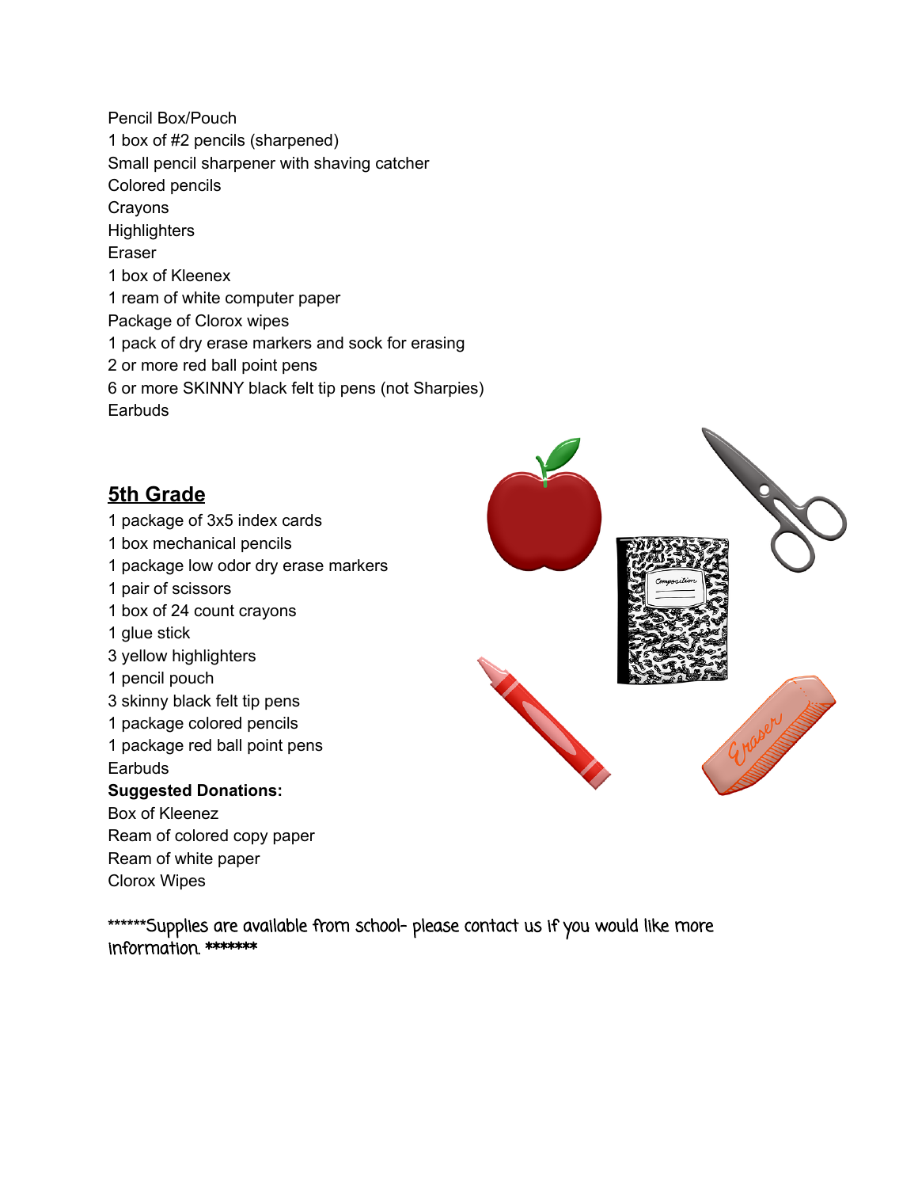Pencil Box/Pouch
1 box of #2 pencils (sharpened)
Small pencil sharpener with shaving catcher
Colored pencils
Crayons
Highlighters
Eraser
1 box of Kleenex
1 ream of white computer paper
Package of Clorox wipes
1 pack of dry erase markers and sock for erasing
2 or more red ball point pens
6 or more SKINNY black felt tip pens (not Sharpies)
Earbuds

## 5th Grade

1 package of 3x5 index cards
1 box mechanical pencils
1 package low odor dry erase markers
1 pair of scissors
1 box of 24 count crayons
1 glue stick
3 yellow highlighters
1 pencil pouch
3 skinny black felt tip pens
1 package colored pencils
1 package red ball point pens
Earbuds

**Suggested Donations:**
Box of Kleenez
Ream of colored copy paper
Ream of white paper
Clorox Wipes

******Supplies are available from school- please contact us if you would like more information. *******